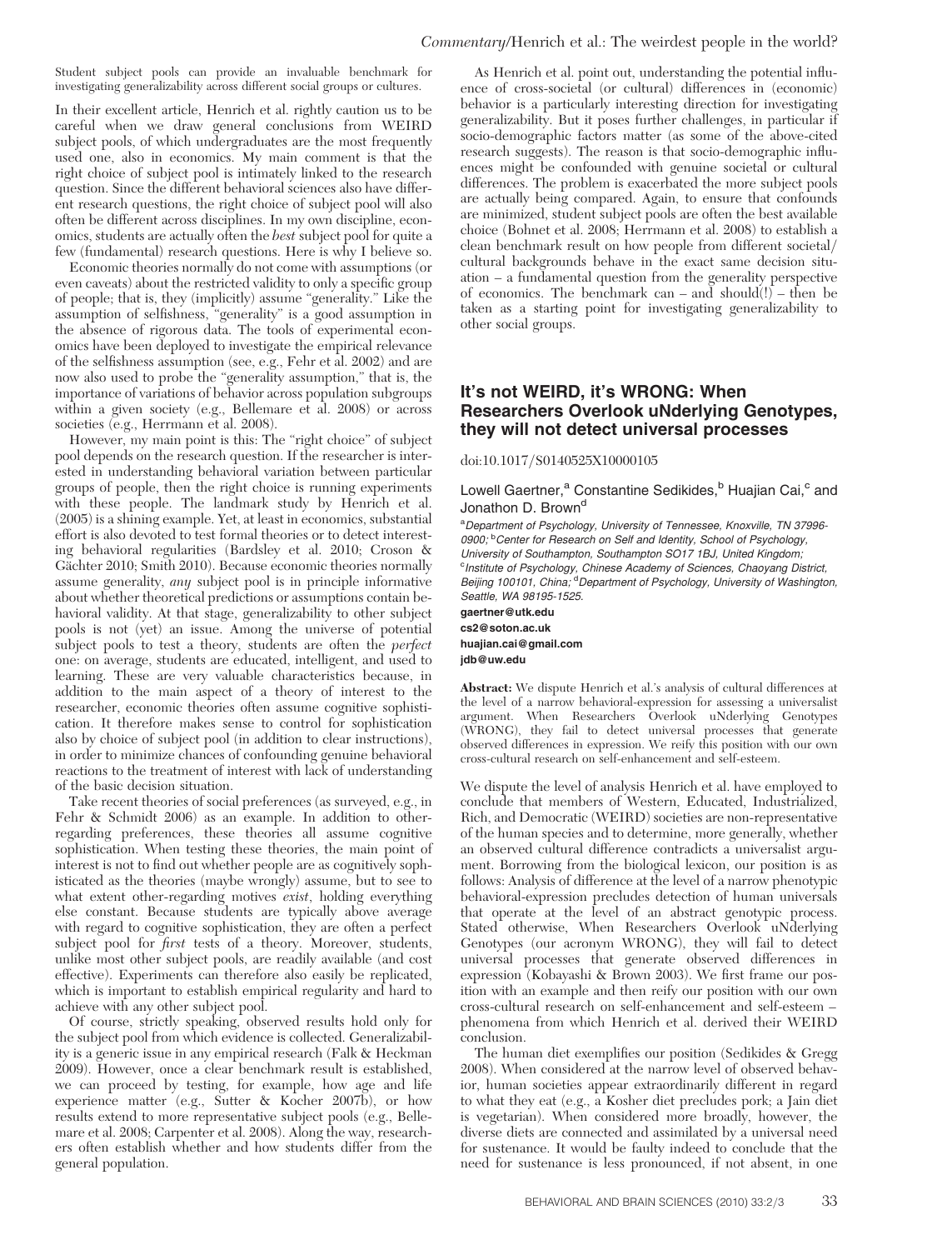Student subject pools can provide an invaluable benchmark for investigating generalizability across different social groups or cultures.

In their excellent article, Henrich et al. rightly caution us to be careful when we draw general conclusions from WEIRD subject pools, of which undergraduates are the most frequently used one, also in economics. My main comment is that the right choice of subject pool is intimately linked to the research question. Since the different behavioral sciences also have different research questions, the right choice of subject pool will also often be different across disciplines. In my own discipline, economics, students are actually often the *best* subject pool for quite a few (fundamental) research questions. Here is why I believe so.

Economic theories normally do not come with assumptions (or even caveats) about the restricted validity to only a specific group of people; that is, they (implicitly) assume "generality." Like the assumption of selfishness, "generality" is a good assumption in the absence of rigorous data. The tools of experimental economics have been deployed to investigate the empirical relevance of the selfishness assumption (see, e.g., Fehr et al. 2002) and are now also used to probe the "generality assumption," that is, the importance of variations of behavior across population subgroups within a given society (e.g., Bellemare et al. 2008) or across societies (e.g., Herrmann et al. 2008).

However, my main point is this: The "right choice" of subject pool depends on the research question. If the researcher is interested in understanding behavioral variation between particular groups of people, then the right choice is running experiments with these people. The landmark study by Henrich et al. (2005) is a shining example. Yet, at least in economics, substantial effort is also devoted to test formal theories or to detect interesting behavioral regularities (Bardsley et al. 2010; Croson & Gächter 2010; Smith 2010). Because economic theories normally assume generality, *any* subject pool is in principle informative about whether theoretical predictions or assumptions contain behavioral validity. At that stage, generalizability to other subject pools is not (yet) an issue. Among the universe of potential subject pools to test a theory, students are often the *perfect* one: on average, students are educated, intelligent, and used to learning. These are very valuable characteristics because, in addition to the main aspect of a theory of interest to the researcher, economic theories often assume cognitive sophistication. It therefore makes sense to control for sophistication also by choice of subject pool (in addition to clear instructions), in order to minimize chances of confounding genuine behavioral reactions to the treatment of interest with lack of understanding of the basic decision situation.

Take recent theories of social preferences (as surveyed, e.g., in Fehr & Schmidt 2006) as an example. In addition to other-regarding preferences, these theories all assume cognitive sophistication. When testing these theories, the main point of interest is not to find out whether people are as cognitively sophisticated as the theories (maybe wrongly) assume, but to see to what extent other-regarding motives *exist*, holding everything else constant. Because students are typically above average with regard to cognitive sophistication, they are often a perfect subject pool for *first* tests of a theory. Moreover, students, unlike most other subject pools, are readily available (and cost effective). Experiments can therefore also easily be replicated, which is important to establish empirical regularity and hard to achieve with any other subject pool.

Of course, strictly speaking, observed results hold only for the subject pool from which evidence is collected. Generalizability is a generic issue in any empirical research (Falk & Heckman 2009). However, once a clear benchmark result is established, we can proceed by testing, for example, how age and life experience matter (e.g., Sutter & Kocher 2007b), or how results extend to more representative subject pools (e.g., Bellemare et al. 2008; Carpenter et al. 2008). Along the way, researchers often establish whether and how students differ from the general population.

As Henrich et al. point out, understanding the potential influence of cross-societal (or cultural) differences in (economic) behavior is a particularly interesting direction for investigating generalizability. But it poses further challenges, in particular if socio-demographic factors matter (as some of the above-cited research suggests). The reason is that socio-demographic influences might be confounded with genuine societal or cultural differences. The problem is exacerbated the more subject pools are actually being compared. Again, to ensure that confounds are minimized, student subject pools are often the best available choice (Bohnet et al. 2008; Herrmann et al. 2008) to establish a clean benchmark result on how people from different societal/cultural backgrounds behave in the exact same decision situation – a fundamental question from the generality perspective of economics. The benchmark can – and should(!) – then be taken as a starting point for investigating generalizability to other social groups.

## It's not WEIRD, it's WRONG: When Researchers Overlook uNderlying Genotypes, they will not detect universal processes

doi:10.1017/S0140525X10000105

Lowell Gaertner,[a] Constantine Sedikides,[b] Huajian Cai,[c] and Jonathon D. Brown[d]

[a]*Department of Psychology, University of Tennessee, Knoxville, TN 37996-0900;* [b]*Center for Research on Self and Identity, School of Psychology, University of Southampton, Southampton SO17 1BJ, United Kingdom;* [c]*Institute of Psychology, Chinese Academy of Sciences, Chaoyang District, Beijing 100101, China;* [d]*Department of Psychology, University of Washington, Seattle, WA 98195-1525.*

**gaertner@utk.edu**
**cs2@soton.ac.uk**
**huajian.cai@gmail.com**
**jdb@uw.edu**

**Abstract:** We dispute Henrich et al.'s analysis of cultural differences at the level of a narrow behavioral-expression for assessing a universalist argument. When Researchers Overlook uNderlying Genotypes (WRONG), they fail to detect universal processes that generate observed differences in expression. We reify this position with our own cross-cultural research on self-enhancement and self-esteem.

We dispute the level of analysis Henrich et al. have employed to conclude that members of Western, Educated, Industrialized, Rich, and Democratic (WEIRD) societies are non-representative of the human species and to determine, more generally, whether an observed cultural difference contradicts a universalist argument. Borrowing from the biological lexicon, our position is as follows: Analysis of difference at the level of a narrow phenotypic behavioral-expression precludes detection of human universals that operate at the level of an abstract genotypic process. Stated otherwise, When Researchers Overlook uNderlying Genotypes (our acronym WRONG), they will fail to detect universal processes that generate observed differences in expression (Kobayashi & Brown 2003). We first frame our position with an example and then reify our position with our own cross-cultural research on self-enhancement and self-esteem – phenomena from which Henrich et al. derived their WEIRD conclusion.

The human diet exemplifies our position (Sedikides & Gregg 2008). When considered at the narrow level of observed behavior, human societies appear extraordinarily different in regard to what they eat (e.g., a Kosher diet precludes pork; a Jain diet is vegetarian). When considered more broadly, however, the diverse diets are connected and assimilated by a universal need for sustenance. It would be faulty indeed to conclude that the need for sustenance is less pronounced, if not absent, in one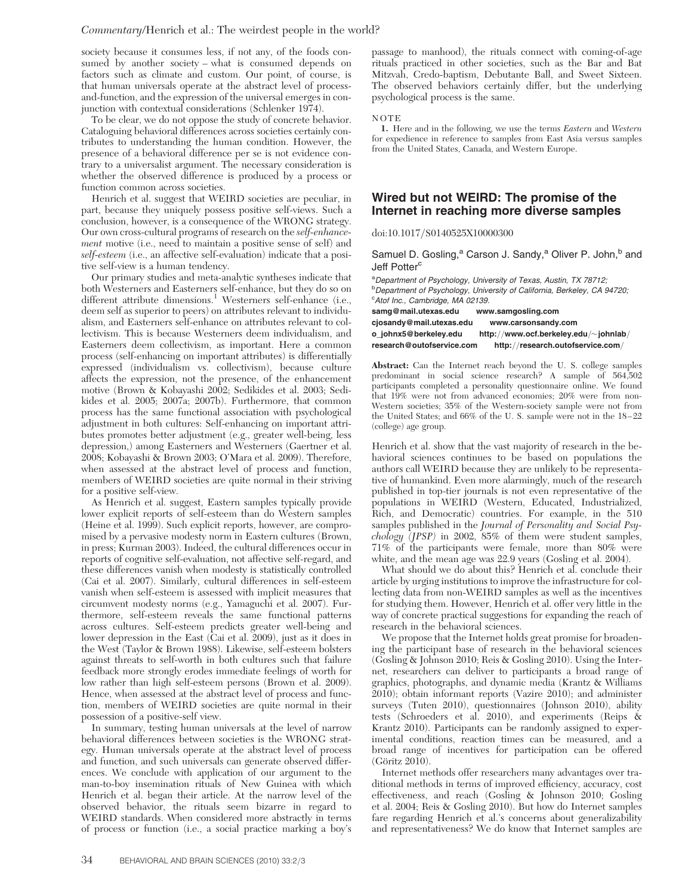society because it consumes less, if not any, of the foods consumed by another society – what is consumed depends on factors such as climate and custom. Our point, of course, is that human universals operate at the abstract level of process-and-function, and the expression of the universal emerges in conjunction with contextual considerations (Schlenker 1974).

To be clear, we do not oppose the study of concrete behavior. Cataloguing behavioral differences across societies certainly contributes to understanding the human condition. However, the presence of a behavioral difference per se is not evidence contrary to a universalist argument. The necessary consideration is whether the observed difference is produced by a process or function common across societies.

Henrich et al. suggest that WEIRD societies are peculiar, in part, because they uniquely possess positive self-views. Such a conclusion, however, is a consequence of the WRONG strategy. Our own cross-cultural programs of research on the *self-enhancement* motive (i.e., need to maintain a positive sense of self) and *self-esteem* (i.e., an affective self-evaluation) indicate that a positive self-view is a human tendency.

Our primary studies and meta-analytic syntheses indicate that both Westerners and Easterners self-enhance, but they do so on different attribute dimensions.[1] Westerners self-enhance (i.e., deem self as superior to peers) on attributes relevant to individualism, and Easterners self-enhance on attributes relevant to collectivism. This is because Westerners deem individualism, and Easterners deem collectivism, as important. Here a common process (self-enhancing on important attributes) is differentially expressed (individualism vs. collectivism), because culture affects the expression, not the presence, of the enhancement motive (Brown & Kobayashi 2002; Sedikides et al. 2003; Sedikides et al. 2005; 2007a; 2007b). Furthermore, that common process has the same functional association with psychological adjustment in both cultures: Self-enhancing on important attributes promotes better adjustment (e.g., greater well-being, less depression,) among Easterners and Westerners (Gaertner et al. 2008; Kobayashi & Brown 2003; O'Mara et al. 2009). Therefore, when assessed at the abstract level of process and function, members of WEIRD societies are quite normal in their striving for a positive self-view.

As Henrich et al. suggest, Eastern samples typically provide lower explicit reports of self-esteem than do Western samples (Heine et al. 1999). Such explicit reports, however, are compromised by a pervasive modesty norm in Eastern cultures (Brown, in press; Kurman 2003). Indeed, the cultural differences occur in reports of cognitive self-evaluation, not affective self-regard, and these differences vanish when modesty is statistically controlled (Cai et al. 2007). Similarly, cultural differences in self-esteem vanish when self-esteem is assessed with implicit measures that circumvent modesty norms (e.g., Yamaguchi et al. 2007). Furthermore, self-esteem reveals the same functional patterns across cultures. Self-esteem predicts greater well-being and lower depression in the East (Cai et al. 2009), just as it does in the West (Taylor & Brown 1988). Likewise, self-esteem bolsters against threats to self-worth in both cultures such that failure feedback more strongly erodes immediate feelings of worth for low rather than high self-esteem persons (Brown et al. 2009). Hence, when assessed at the abstract level of process and function, members of WEIRD societies are quite normal in their possession of a positive-self view.

In summary, testing human universals at the level of narrow behavioral differences between societies is the WRONG strategy. Human universals operate at the abstract level of process and function, and such universals can generate observed differences. We conclude with application of our argument to the man-to-boy insemination rituals of New Guinea with which Henrich et al. began their article. At the narrow level of the observed behavior, the rituals seem bizarre in regard to WEIRD standards. When considered more abstractly in terms of process or function (i.e., a social practice marking a boy's passage to manhood), the rituals connect with coming-of-age rituals practiced in other societies, such as the Bar and Bat Mitzvah, Credo-baptism, Debutante Ball, and Sweet Sixteen. The observed behaviors certainly differ, but the underlying psychological process is the same.

NOTE

1. Here and in the following, we use the terms *Eastern* and *Western* for expedience in reference to samples from East Asia versus samples from the United States, Canada, and Western Europe.

## Wired but not WEIRD: The promise of the Internet in reaching more diverse samples

doi:10.1017/S0140525X10000300

Samuel D. Gosling,[a] Carson J. Sandy,[a] Oliver P. John,[b] and Jeff Potter[c]

[a]*Department of Psychology, University of Texas, Austin, TX 78712;*
[b]*Department of Psychology, University of California, Berkeley, CA 94720;*
[c]*Atof Inc., Cambridge, MA 02139.*

**samg@mail.utexas.edu www.samgosling.com**
**cjosandy@mail.utexas.edu www.carsonsandy.com**
**o_johnx5@berkeley.edu http://www.ocf.berkeley.edu/~johnlab/**
**research@outofservice.com http://research.outofservice.com/**

**Abstract:** Can the Internet reach beyond the U. S. college samples predominant in social science research? A sample of 564,502 participants completed a personality questionnaire online. We found that 19% were not from advanced economies; 20% were from non-Western societies; 35% of the Western-society sample were not from the United States; and 66% of the U. S. sample were not in the 18–22 (college) age group.

Henrich et al. show that the vast majority of research in the behavioral sciences continues to be based on populations the authors call WEIRD because they are unlikely to be representative of humankind. Even more alarmingly, much of the research published in top-tier journals is not even representative of the populations in WEIRD (Western, Educated, Industrialized, Rich, and Democratic) countries. For example, in the 510 samples published in the *Journal of Personality and Social Psychology (JPSP)* in 2002, 85% of them were student samples, 71% of the participants were female, more than 80% were white, and the mean age was 22.9 years (Gosling et al. 2004).

What should we do about this? Henrich et al. conclude their article by urging institutions to improve the infrastructure for collecting data from non-WEIRD samples as well as the incentives for studying them. However, Henrich et al. offer very little in the way of concrete practical suggestions for expanding the reach of research in the behavioral sciences.

We propose that the Internet holds great promise for broadening the participant base of research in the behavioral sciences (Gosling & Johnson 2010; Reis & Gosling 2010). Using the Internet, researchers can deliver to participants a broad range of graphics, photographs, and dynamic media (Krantz & Williams 2010); obtain informant reports (Vazire 2010); and administer surveys (Tuten 2010), questionnaires (Johnson 2010), ability tests (Schroeders et al. 2010), and experiments (Reips & Krantz 2010). Participants can be randomly assigned to experimental conditions, reaction times can be measured, and a broad range of incentives for participation can be offered (Göritz 2010).

Internet methods offer researchers many advantages over traditional methods in terms of improved efficiency, accuracy, cost effectiveness, and reach (Gosling & Johnson 2010; Gosling et al. 2004; Reis & Gosling 2010). But how do Internet samples fare regarding Henrich et al.'s concerns about generalizability and representativeness? We do know that Internet samples are